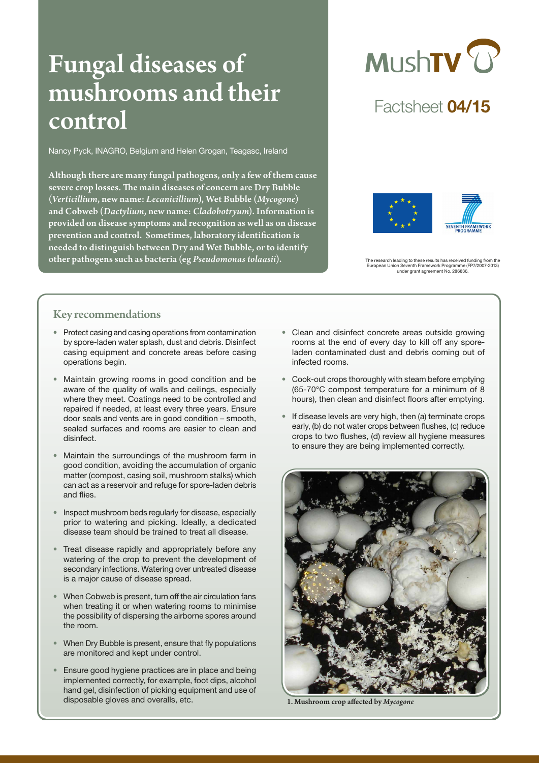# Fungal diseases of mushrooms and their control

MushTV

Factsheet **04/15**

Nancy Pyck, INAGRO, Belgium and Helen Grogan, Teagasc, Ireland

**Although there are many fungal pathogens, only a few of them cause severe crop losses. The main diseases of concern are Dry Bubble (*Verticillium*, new name: *Lecanicillium*), Wet Bubble (*Mycogone*) and Cobweb (*Dactylium*, new name: *Cladobotryum*). Information is provided on disease symptoms and recognition as well as on disease prevention and control. Sometimes, laboratory identification is needed to distinguish between Dry and Wet Bubble, or to identify other pathogens such as bacteria (eg *Pseudomonas tolaasii*).**

The research leading to these results has received funding from the European Union Seventh Framework Programme (FP7/2007-2013) under grant agreement No. 286836.

## Key recommendations

- Protect casing and casing operations from contamination by spore-laden water splash, dust and debris. Disinfect casing equipment and concrete areas before casing operations begin.
- Maintain growing rooms in good condition and be aware of the quality of walls and ceilings, especially where they meet. Coatings need to be controlled and repaired if needed, at least every three years. Ensure door seals and vents are in good condition – smooth, sealed surfaces and rooms are easier to clean and disinfect.
- Maintain the surroundings of the mushroom farm in good condition, avoiding the accumulation of organic matter (compost, casing soil, mushroom stalks) which can act as a reservoir and refuge for spore-laden debris and flies.
- Inspect mushroom beds regularly for disease, especially prior to watering and picking. Ideally, a dedicated disease team should be trained to treat all disease.
- Treat disease rapidly and appropriately before any watering of the crop to prevent the development of secondary infections. Watering over untreated disease is a major cause of disease spread.
- When Cobweb is present, turn off the air circulation fans when treating it or when watering rooms to minimise the possibility of dispersing the airborne spores around the room.
- When Dry Bubble is present, ensure that fly populations are monitored and kept under control.
- Ensure good hygiene practices are in place and being implemented correctly, for example, foot dips, alcohol hand gel, disinfection of picking equipment and use of disposable gloves and overalls, etc.
- Clean and disinfect concrete areas outside growing rooms at the end of every day to kill off any spore-laden contaminated dust and debris coming out of infected rooms.
- Cook-out crops thoroughly with steam before emptying (65-70°C compost temperature for a minimum of 8 hours), then clean and disinfect floors after emptying.
- If disease levels are very high, then (a) terminate crops early, (b) do not water crops between flushes, (c) reduce crops to two flushes, (d) review all hygiene measures to ensure they are being implemented correctly.

**1. Mushroom crop affected by *Mycogone***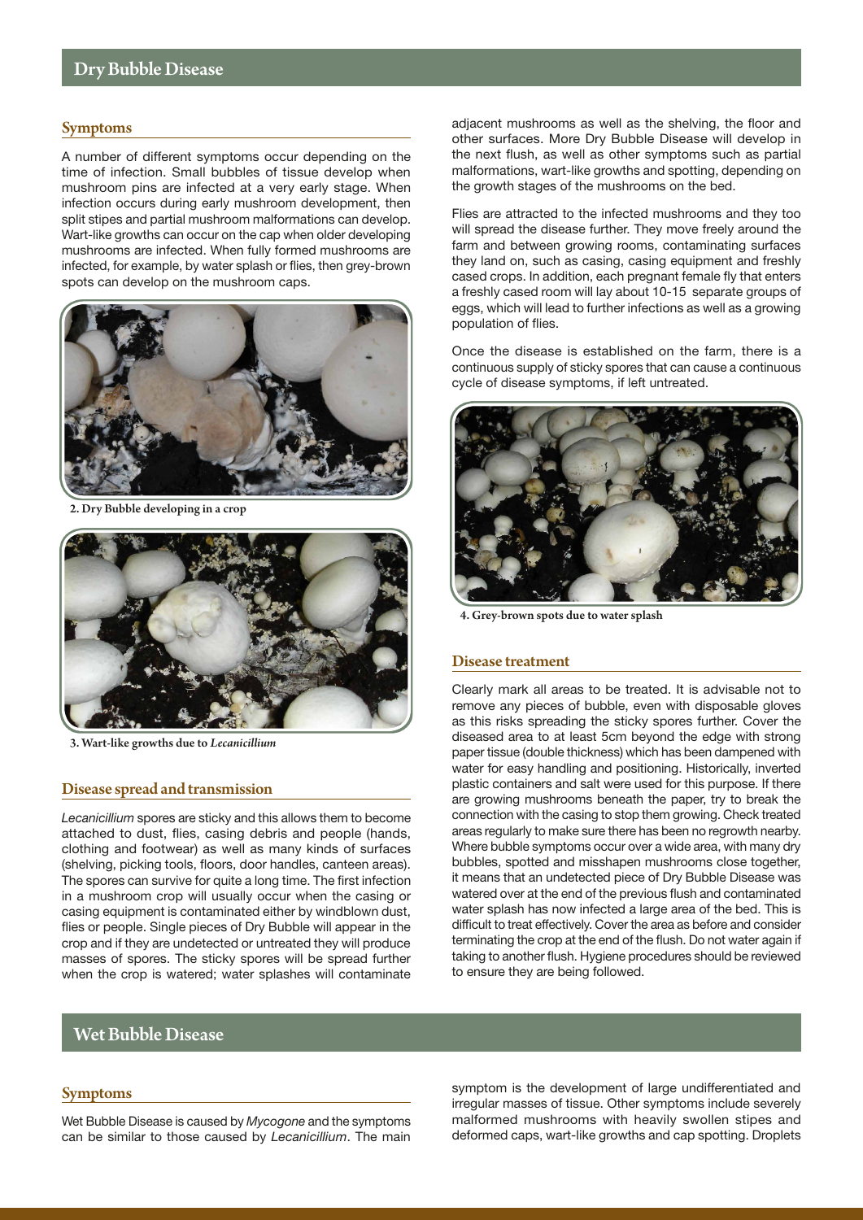## Dry Bubble Disease

### Symptoms

A number of different symptoms occur depending on the time of infection. Small bubbles of tissue develop when mushroom pins are infected at a very early stage. When infection occurs during early mushroom development, then split stipes and partial mushroom malformations can develop. Wart-like growths can occur on the cap when older developing mushrooms are infected. When fully formed mushrooms are infected, for example, by water splash or flies, then grey-brown spots can develop on the mushroom caps.

**2. Dry Bubble developing in a crop**

**3. Wart-like growths due to *Lecanicillium***

### Disease spread and transmission

*Lecanicillium* spores are sticky and this allows them to become attached to dust, flies, casing debris and people (hands, clothing and footwear) as well as many kinds of surfaces (shelving, picking tools, floors, door handles, canteen areas). The spores can survive for quite a long time. The first infection in a mushroom crop will usually occur when the casing or casing equipment is contaminated either by windblown dust, flies or people. Single pieces of Dry Bubble will appear in the crop and if they are undetected or untreated they will produce masses of spores. The sticky spores will be spread further when the crop is watered; water splashes will contaminate adjacent mushrooms as well as the shelving, the floor and other surfaces. More Dry Bubble Disease will develop in the next flush, as well as other symptoms such as partial malformations, wart-like growths and spotting, depending on the growth stages of the mushrooms on the bed.

Flies are attracted to the infected mushrooms and they too will spread the disease further. They move freely around the farm and between growing rooms, contaminating surfaces they land on, such as casing, casing equipment and freshly cased crops. In addition, each pregnant female fly that enters a freshly cased room will lay about 10-15 separate groups of eggs, which will lead to further infections as well as a growing population of flies.

Once the disease is established on the farm, there is a continuous supply of sticky spores that can cause a continuous cycle of disease symptoms, if left untreated.

**4. Grey-brown spots due to water splash**

### Disease treatment

Clearly mark all areas to be treated. It is advisable not to remove any pieces of bubble, even with disposable gloves as this risks spreading the sticky spores further. Cover the diseased area to at least 5cm beyond the edge with strong paper tissue (double thickness) which has been dampened with water for easy handling and positioning. Historically, inverted plastic containers and salt were used for this purpose. If there are growing mushrooms beneath the paper, try to break the connection with the casing to stop them growing. Check treated areas regularly to make sure there has been no regrowth nearby. Where bubble symptoms occur over a wide area, with many dry bubbles, spotted and misshapen mushrooms close together, it means that an undetected piece of Dry Bubble Disease was watered over at the end of the previous flush and contaminated water splash has now infected a large area of the bed. This is difficult to treat effectively. Cover the area as before and consider terminating the crop at the end of the flush. Do not water again if taking to another flush. Hygiene procedures should be reviewed to ensure they are being followed.

## Wet Bubble Disease

### Symptoms

Wet Bubble Disease is caused by *Mycogone* and the symptoms can be similar to those caused by *Lecanicillium*. The main symptom is the development of large undifferentiated and irregular masses of tissue. Other symptoms include severely malformed mushrooms with heavily swollen stipes and deformed caps, wart-like growths and cap spotting. Droplets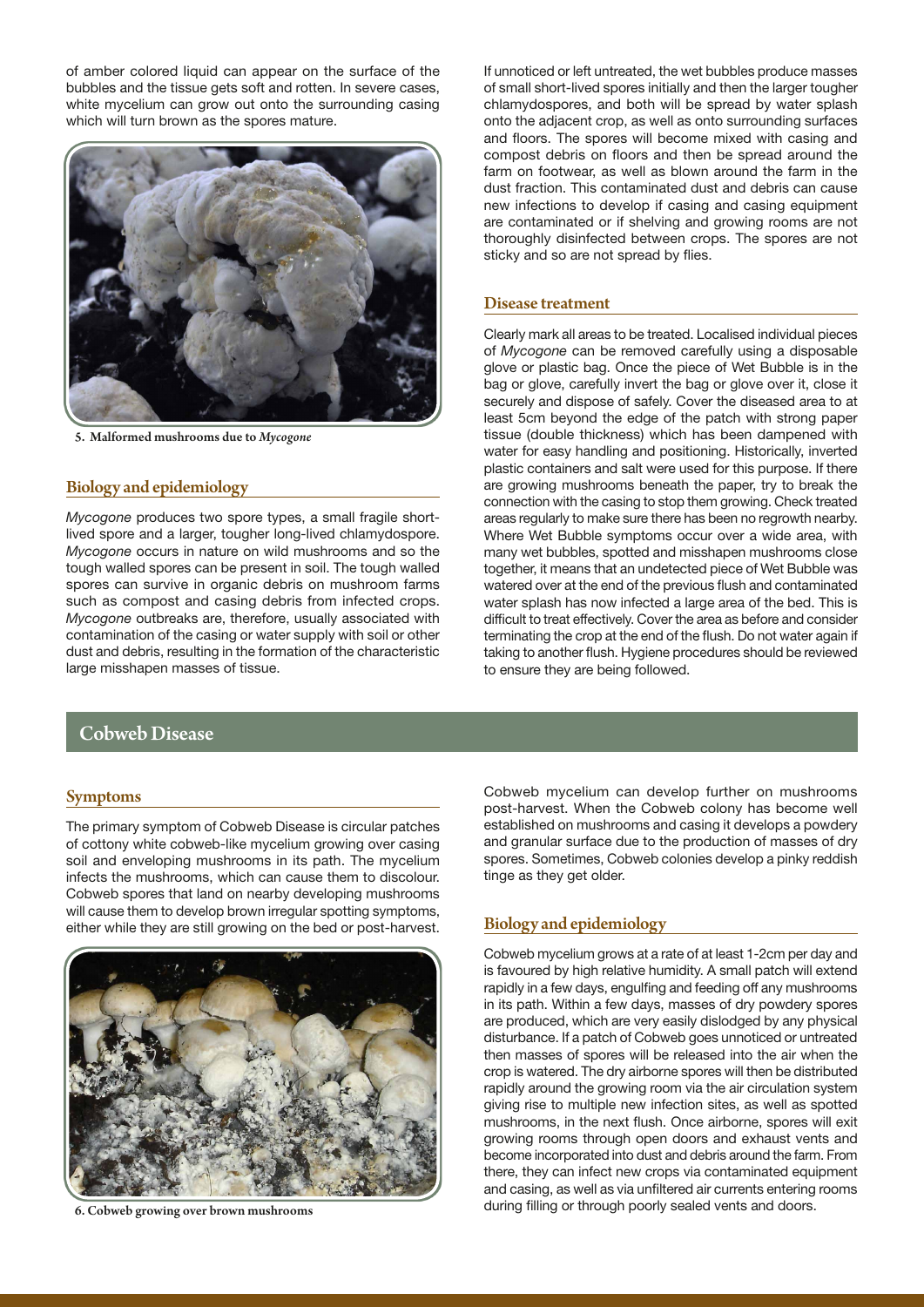of amber colored liquid can appear on the surface of the bubbles and the tissue gets soft and rotten. In severe cases, white mycelium can grow out onto the surrounding casing which will turn brown as the spores mature.

5. Malformed mushrooms due to *Mycogone*

### Biology and epidemiology

*Mycogone* produces two spore types, a small fragile short-lived spore and a larger, tougher long-lived chlamydospore. *Mycogone* occurs in nature on wild mushrooms and so the tough walled spores can be present in soil. The tough walled spores can survive in organic debris on mushroom farms such as compost and casing debris from infected crops. *Mycogone* outbreaks are, therefore, usually associated with contamination of the casing or water supply with soil or other dust and debris, resulting in the formation of the characteristic large misshapen masses of tissue.

If unnoticed or left untreated, the wet bubbles produce masses of small short-lived spores initially and then the larger tougher chlamydospores, and both will be spread by water splash onto the adjacent crop, as well as onto surrounding surfaces and floors. The spores will become mixed with casing and compost debris on floors and then be spread around the farm on footwear, as well as blown around the farm in the dust fraction. This contaminated dust and debris can cause new infections to develop if casing and casing equipment are contaminated or if shelving and growing rooms are not thoroughly disinfected between crops. The spores are not sticky and so are not spread by flies.

### Disease treatment

Clearly mark all areas to be treated. Localised individual pieces of *Mycogone* can be removed carefully using a disposable glove or plastic bag. Once the piece of Wet Bubble is in the bag or glove, carefully invert the bag or glove over it, close it securely and dispose of safely. Cover the diseased area to at least 5cm beyond the edge of the patch with strong paper tissue (double thickness) which has been dampened with water for easy handling and positioning. Historically, inverted plastic containers and salt were used for this purpose. If there are growing mushrooms beneath the paper, try to break the connection with the casing to stop them growing. Check treated areas regularly to make sure there has been no regrowth nearby. Where Wet Bubble symptoms occur over a wide area, with many wet bubbles, spotted and misshapen mushrooms close together, it means that an undetected piece of Wet Bubble was watered over at the end of the previous flush and contaminated water splash has now infected a large area of the bed. This is difficult to treat effectively. Cover the area as before and consider terminating the crop at the end of the flush. Do not water again if taking to another flush. Hygiene procedures should be reviewed to ensure they are being followed.

## Cobweb Disease

### Symptoms

The primary symptom of Cobweb Disease is circular patches of cottony white cobweb-like mycelium growing over casing soil and enveloping mushrooms in its path. The mycelium infects the mushrooms, which can cause them to discolour. Cobweb spores that land on nearby developing mushrooms will cause them to develop brown irregular spotting symptoms, either while they are still growing on the bed or post-harvest.

6. Cobweb growing over brown mushrooms

Cobweb mycelium can develop further on mushrooms post-harvest. When the Cobweb colony has become well established on mushrooms and casing it develops a powdery and granular surface due to the production of masses of dry spores. Sometimes, Cobweb colonies develop a pinky reddish tinge as they get older.

### Biology and epidemiology

Cobweb mycelium grows at a rate of at least 1-2cm per day and is favoured by high relative humidity. A small patch will extend rapidly in a few days, engulfing and feeding off any mushrooms in its path. Within a few days, masses of dry powdery spores are produced, which are very easily dislodged by any physical disturbance. If a patch of Cobweb goes unnoticed or untreated then masses of spores will be released into the air when the crop is watered. The dry airborne spores will then be distributed rapidly around the growing room via the air circulation system giving rise to multiple new infection sites, as well as spotted mushrooms, in the next flush. Once airborne, spores will exit growing rooms through open doors and exhaust vents and become incorporated into dust and debris around the farm. From there, they can infect new crops via contaminated equipment and casing, as well as via unfiltered air currents entering rooms during filling or through poorly sealed vents and doors.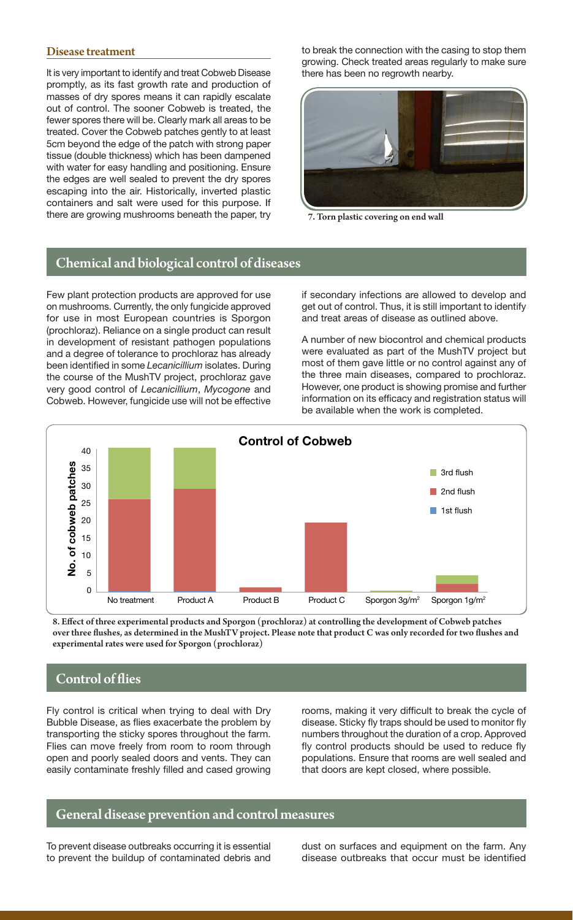### Disease treatment

It is very important to identify and treat Cobweb Disease promptly, as its fast growth rate and production of masses of dry spores means it can rapidly escalate out of control. The sooner Cobweb is treated, the fewer spores there will be. Clearly mark all areas to be treated. Cover the Cobweb patches gently to at least 5cm beyond the edge of the patch with strong paper tissue (double thickness) which has been dampened with water for easy handling and positioning. Ensure the edges are well sealed to prevent the dry spores escaping into the air. Historically, inverted plastic containers and salt were used for this purpose. If there are growing mushrooms beneath the paper, try to break the connection with the casing to stop them growing. Check treated areas regularly to make sure there has been no regrowth nearby.

7. Torn plastic covering on end wall

## Chemical and biological control of diseases

Few plant protection products are approved for use on mushrooms. Currently, the only fungicide approved for use in most European countries is Sporgon (prochloraz). Reliance on a single product can result in development of resistant pathogen populations and a degree of tolerance to prochloraz has already been identified in some *Lecanicillium* isolates. During the course of the MushTV project, prochloraz gave very good control of *Lecanicillium*, *Mycogone* and Cobweb. However, fungicide use will not be effective if secondary infections are allowed to develop and get out of control. Thus, it is still important to identify and treat areas of disease as outlined above.

A number of new biocontrol and chemical products were evaluated as part of the MushTV project but most of them gave little or no control against any of the three main diseases, compared to prochloraz. However, one product is showing promise and further information on its efficacy and registration status will be available when the work is completed.

**Control of Cobweb**

8. Effect of three experimental products and Sporgon (prochloraz) at controlling the development of Cobweb patches over three flushes, as determined in the MushTV project. Please note that product C was only recorded for two flushes and experimental rates were used for Sporgon (prochloraz)

## Control of flies

Fly control is critical when trying to deal with Dry Bubble Disease, as flies exacerbate the problem by transporting the sticky spores throughout the farm. Flies can move freely from room to room through open and poorly sealed doors and vents. They can easily contaminate freshly filled and cased growing rooms, making it very difficult to break the cycle of disease. Sticky fly traps should be used to monitor fly numbers throughout the duration of a crop. Approved fly control products should be used to reduce fly populations. Ensure that rooms are well sealed and that doors are kept closed, where possible.

## General disease prevention and control measures

To prevent disease outbreaks occurring it is essential to prevent the buildup of contaminated debris and dust on surfaces and equipment on the farm. Any disease outbreaks that occur must be identified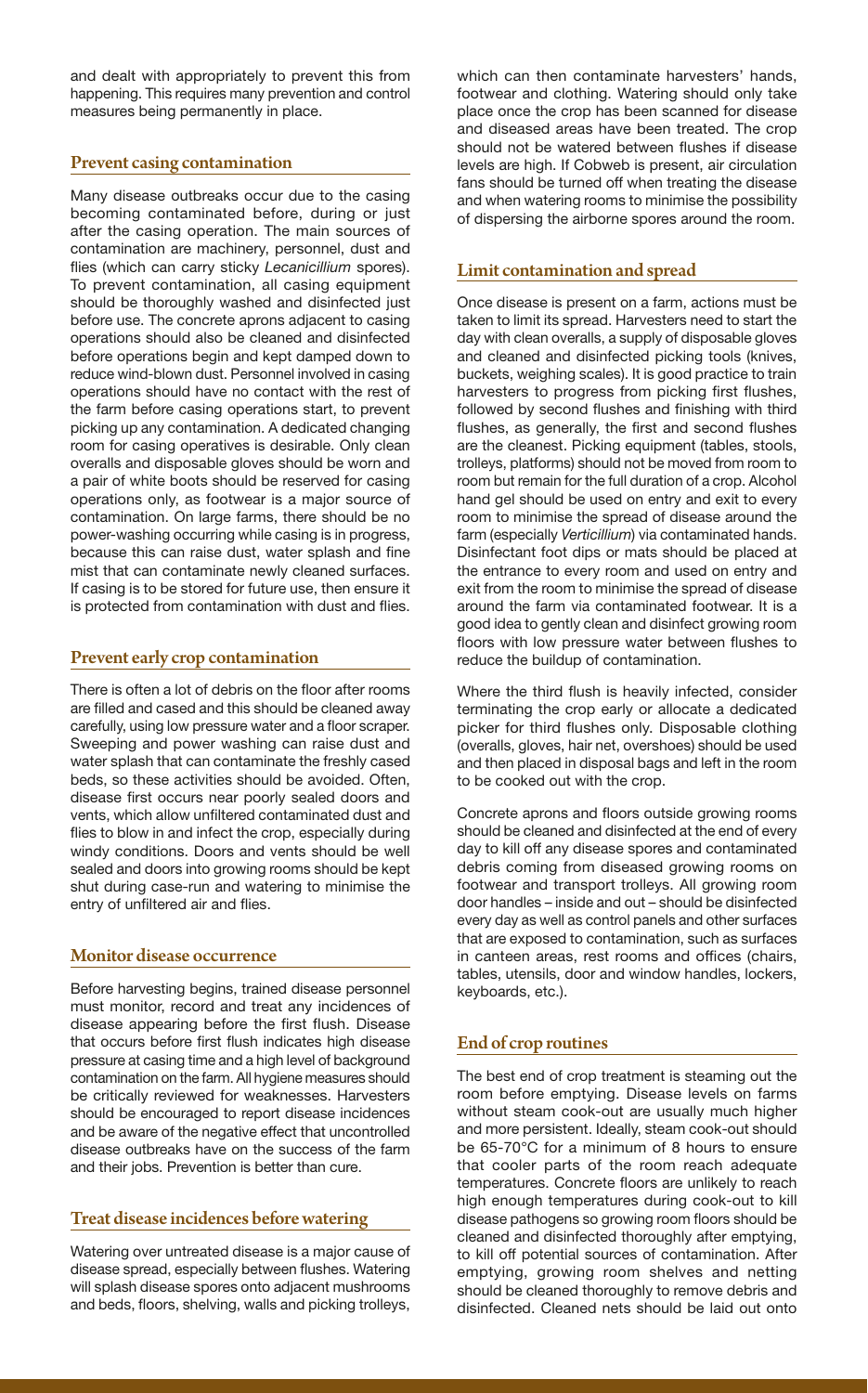and dealt with appropriately to prevent this from happening. This requires many prevention and control measures being permanently in place.

## Prevent casing contamination

Many disease outbreaks occur due to the casing becoming contaminated before, during or just after the casing operation. The main sources of contamination are machinery, personnel, dust and flies (which can carry sticky *Lecanicillium* spores). To prevent contamination, all casing equipment should be thoroughly washed and disinfected just before use. The concrete aprons adjacent to casing operations should also be cleaned and disinfected before operations begin and kept damped down to reduce wind-blown dust. Personnel involved in casing operations should have no contact with the rest of the farm before casing operations start, to prevent picking up any contamination. A dedicated changing room for casing operatives is desirable. Only clean overalls and disposable gloves should be worn and a pair of white boots should be reserved for casing operations only, as footwear is a major source of contamination. On large farms, there should be no power-washing occurring while casing is in progress, because this can raise dust, water splash and fine mist that can contaminate newly cleaned surfaces. If casing is to be stored for future use, then ensure it is protected from contamination with dust and flies.

## Prevent early crop contamination

There is often a lot of debris on the floor after rooms are filled and cased and this should be cleaned away carefully, using low pressure water and a floor scraper. Sweeping and power washing can raise dust and water splash that can contaminate the freshly cased beds, so these activities should be avoided. Often, disease first occurs near poorly sealed doors and vents, which allow unfiltered contaminated dust and flies to blow in and infect the crop, especially during windy conditions. Doors and vents should be well sealed and doors into growing rooms should be kept shut during case-run and watering to minimise the entry of unfiltered air and flies.

## Monitor disease occurrence

Before harvesting begins, trained disease personnel must monitor, record and treat any incidences of disease appearing before the first flush. Disease that occurs before first flush indicates high disease pressure at casing time and a high level of background contamination on the farm. All hygiene measures should be critically reviewed for weaknesses. Harvesters should be encouraged to report disease incidences and be aware of the negative effect that uncontrolled disease outbreaks have on the success of the farm and their jobs. Prevention is better than cure.

## Treat disease incidences before watering

Watering over untreated disease is a major cause of disease spread, especially between flushes. Watering will splash disease spores onto adjacent mushrooms and beds, floors, shelving, walls and picking trolleys, which can then contaminate harvesters' hands, footwear and clothing. Watering should only take place once the crop has been scanned for disease and diseased areas have been treated. The crop should not be watered between flushes if disease levels are high. If Cobweb is present, air circulation fans should be turned off when treating the disease and when watering rooms to minimise the possibility of dispersing the airborne spores around the room.

## Limit contamination and spread

Once disease is present on a farm, actions must be taken to limit its spread. Harvesters need to start the day with clean overalls, a supply of disposable gloves and cleaned and disinfected picking tools (knives, buckets, weighing scales). It is good practice to train harvesters to progress from picking first flushes, followed by second flushes and finishing with third flushes, as generally, the first and second flushes are the cleanest. Picking equipment (tables, stools, trolleys, platforms) should not be moved from room to room but remain for the full duration of a crop. Alcohol hand gel should be used on entry and exit to every room to minimise the spread of disease around the farm (especially *Verticillium*) via contaminated hands. Disinfectant foot dips or mats should be placed at the entrance to every room and used on entry and exit from the room to minimise the spread of disease around the farm via contaminated footwear. It is a good idea to gently clean and disinfect growing room floors with low pressure water between flushes to reduce the buildup of contamination.

Where the third flush is heavily infected, consider terminating the crop early or allocate a dedicated picker for third flushes only. Disposable clothing (overalls, gloves, hair net, overshoes) should be used and then placed in disposal bags and left in the room to be cooked out with the crop.

Concrete aprons and floors outside growing rooms should be cleaned and disinfected at the end of every day to kill off any disease spores and contaminated debris coming from diseased growing rooms on footwear and transport trolleys. All growing room door handles – inside and out – should be disinfected every day as well as control panels and other surfaces that are exposed to contamination, such as surfaces in canteen areas, rest rooms and offices (chairs, tables, utensils, door and window handles, lockers, keyboards, etc.).

## End of crop routines

The best end of crop treatment is steaming out the room before emptying. Disease levels on farms without steam cook-out are usually much higher and more persistent. Ideally, steam cook-out should be 65-70°C for a minimum of 8 hours to ensure that cooler parts of the room reach adequate temperatures. Concrete floors are unlikely to reach high enough temperatures during cook-out to kill disease pathogens so growing room floors should be cleaned and disinfected thoroughly after emptying, to kill off potential sources of contamination. After emptying, growing room shelves and netting should be cleaned thoroughly to remove debris and disinfected. Cleaned nets should be laid out onto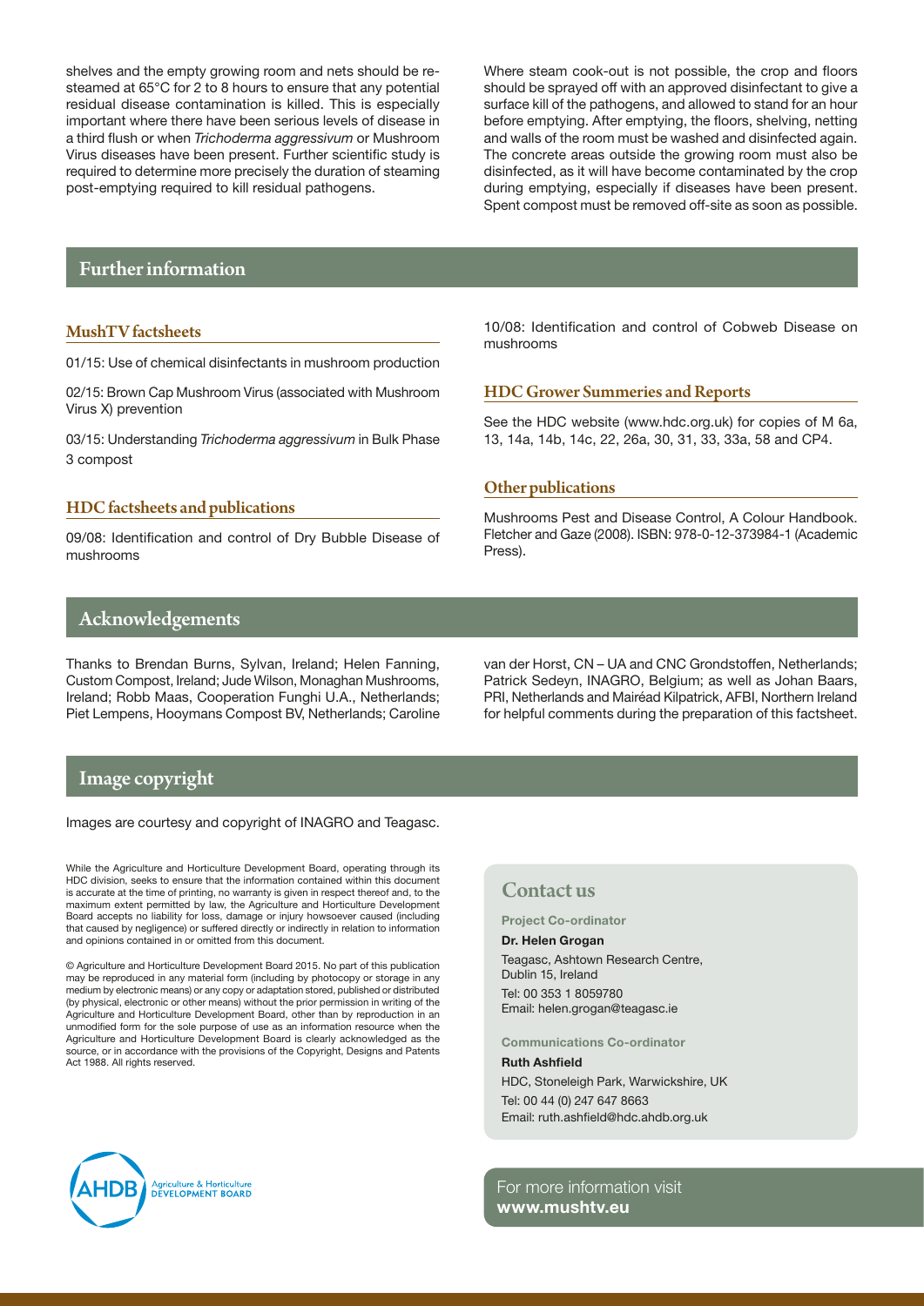shelves and the empty growing room and nets should be re-steamed at 65°C for 2 to 8 hours to ensure that any potential residual disease contamination is killed. This is especially important where there have been serious levels of disease in a third flush or when *Trichoderma aggressivum* or Mushroom Virus diseases have been present. Further scientific study is required to determine more precisely the duration of steaming post-emptying required to kill residual pathogens.

Where steam cook-out is not possible, the crop and floors should be sprayed off with an approved disinfectant to give a surface kill of the pathogens, and allowed to stand for an hour before emptying. After emptying, the floors, shelving, netting and walls of the room must be washed and disinfected again. The concrete areas outside the growing room must also be disinfected, as it will have become contaminated by the crop during emptying, especially if diseases have been present. Spent compost must be removed off-site as soon as possible.

## Further information

### MushTV factsheets

01/15: Use of chemical disinfectants in mushroom production

02/15: Brown Cap Mushroom Virus (associated with Mushroom Virus X) prevention

03/15: Understanding *Trichoderma aggressivum* in Bulk Phase 3 compost

### HDC factsheets and publications

09/08: Identification and control of Dry Bubble Disease of mushrooms

10/08: Identification and control of Cobweb Disease on mushrooms

### HDC Grower Summeries and Reports

See the HDC website (www.hdc.org.uk) for copies of M 6a, 13, 14a, 14b, 14c, 22, 26a, 30, 31, 33, 33a, 58 and CP4.

### Other publications

Mushrooms Pest and Disease Control, A Colour Handbook. Fletcher and Gaze (2008). ISBN: 978-0-12-373984-1 (Academic Press).

## Acknowledgements

Thanks to Brendan Burns, Sylvan, Ireland; Helen Fanning, Custom Compost, Ireland; Jude Wilson, Monaghan Mushrooms, Ireland; Robb Maas, Cooperation Funghi U.A., Netherlands; Piet Lempens, Hooymans Compost BV, Netherlands; Caroline van der Horst, CN – UA and CNC Grondstoffen, Netherlands; Patrick Sedeyn, INAGRO, Belgium; as well as Johan Baars, PRI, Netherlands and Mairéad Kilpatrick, AFBI, Northern Ireland for helpful comments during the preparation of this factsheet.

## Image copyright

Images are courtesy and copyright of INAGRO and Teagasc.

While the Agriculture and Horticulture Development Board, operating through its HDC division, seeks to ensure that the information contained within this document is accurate at the time of printing, no warranty is given in respect thereof and, to the maximum extent permitted by law, the Agriculture and Horticulture Development Board accepts no liability for loss, damage or injury howsoever caused (including that caused by negligence) or suffered directly or indirectly in relation to information and opinions contained in or omitted from this document.

© Agriculture and Horticulture Development Board 2015. No part of this publication may be reproduced in any material form (including by photocopy or storage in any medium by electronic means) or any copy or adaptation stored, published or distributed (by physical, electronic or other means) without the prior permission in writing of the Agriculture and Horticulture Development Board, other than by reproduction in an unmodified form for the sole purpose of use as an information resource when the Agriculture and Horticulture Development Board is clearly acknowledged as the source, or in accordance with the provisions of the Copyright, Designs and Patents Act 1988. All rights reserved.

## Contact us

**Project Co-ordinator**

**Dr. Helen Grogan**
Teagasc, Ashtown Research Centre, Dublin 15, Ireland
Tel: 00 353 1 8059780
Email: helen.grogan@teagasc.ie

**Communications Co-ordinator**

**Ruth Ashfield**
HDC, Stoneleigh Park, Warwickshire, UK
Tel: 00 44 (0) 247 647 8663
Email: ruth.ashfield@hdc.ahdb.org.uk

AHDB Agriculture & Horticulture DEVELOPMENT BOARD

For more information visit **www.mushtv.eu**